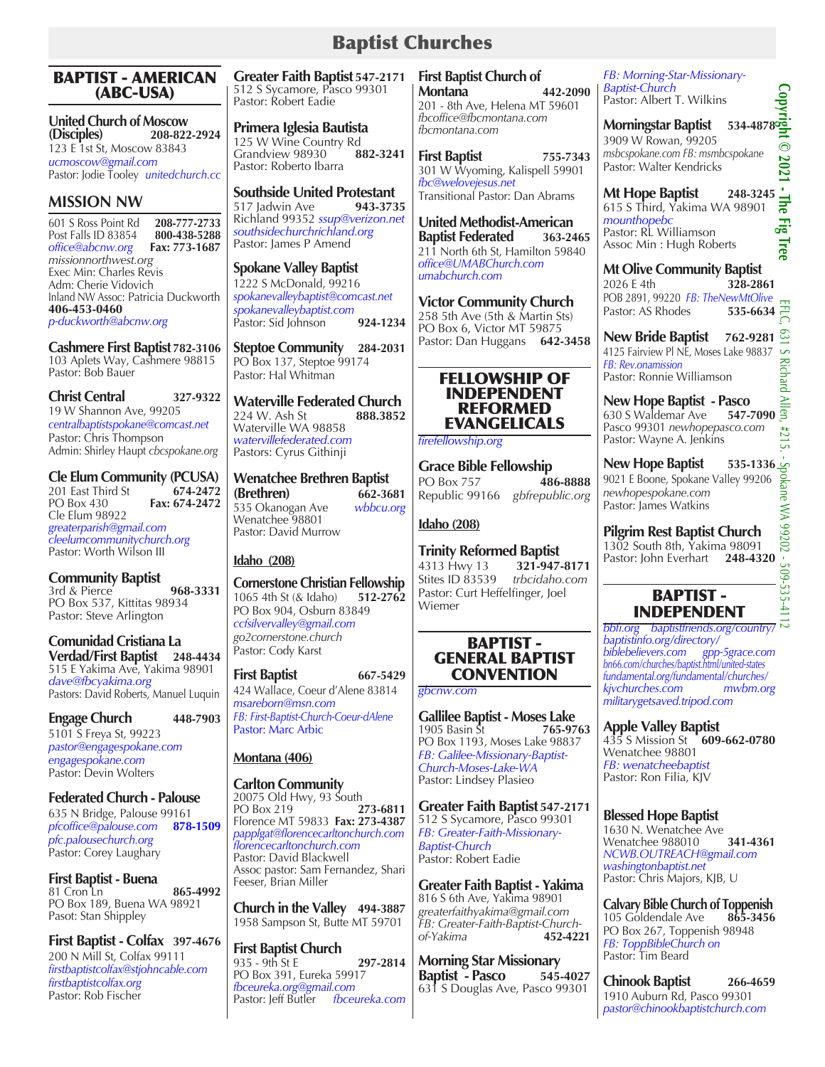# Baptist Churches

## BAPTIST - AMERICAN (ABC-USA)

**United Church of Moscow (Disciples)** **208-822-2924**
123 E 1st St, Moscow 83843
*ucmoscow@gmail.com*
Pastor: Jodie Tooley *unitedchurch.cc*

## MISSION NW

601 S Ross Point Rd **208-777-2733**
Post Falls ID 83854 **800-438-5288**
*office@abcnw.org* **Fax: 773-1687**
*missionnorthwest.org*
Exec Min: Charles Revis
Adm: Cherie Vidovich
Inland NW Assoc: Patricia Duckworth
**406-453-0460**
*p-duckworth@abcnw.org*

**Cashmere First Baptist** **782-3106**
103 Aplets Way, Cashmere 98815
Pastor: Bob Bauer

**Christ Central** **327-9322**
19 W Shannon Ave, 99205
*centralbaptistspokane@comcast.net*
Pastor: Chris Thompson
Admin: Shirley Haupt *cbcspokane.org*

**Cle Elum Community (PCUSA)**
201 East Third St **674-2472**
PO Box 430 **Fax: 674-2472**
Cle Elum 98922
*greaterparish@gmail.com*
*cleelumcommunitychurch.org*
Pastor: Worth Wilson III

**Community Baptist**
3rd & Pierce **968-3331**
PO Box 537, Kittitas 98934
Pastor: Steve Arlington

**Comunidad Cristiana La Verdad/First Baptist** **248-4434**
515 E Yakima Ave, Yakima 98901
*dave@fbcyakima.org*
Pastors: David Roberts, Manuel Luquin

**Engage Church** **448-7903**
5101 S Freya St, 99223
*pastor@engagespokane.com*
*engagespokane.com*
Pastor: Devin Wolters

**Federated Church - Palouse**
635 N Bridge, Palouse 99161
*pfcoffice@palouse.com* **878-1509**
*pfc.palousechurch.org*
Pastor: Corey Laughary

**First Baptist - Buena**
81 Cron Ln **865-4992**
PO Box 189, Buena WA 98921
Pasot: Stan Shippley

**First Baptist - Colfax** **397-4676**
200 N Mill St, Colfax 99111
*firstbaptistcolfax@stjohncable.com*
*firstbaptistcolfax.org*
Pastor: Rob Fischer

**Greater Faith Baptist** **547-2171**
512 S Sycamore, Pasco 99301
Pastor: Robert Eadie

**Primera Iglesia Bautista**
125 W Wine Country Rd
Grandview 98930 **882-3241**
Pastor: Roberto Ibarra

**Southside United Protestant**
517 Jadwin Ave **943-3735**
Richland 99352 *ssup@verizon.net*
*southsidechurchrichland.org*
Pastor: James P Amend

**Spokane Valley Baptist**
1222 S McDonald, 99216
*spokanevalleybaptist@comcast.net*
*spokanevalleybaptist.com*
Pastor: Sid Johnson **924-1234**

**Steptoe Community** **284-2031**
PO Box 137, Steptoe 99174
Pastor: Hal Whitman

**Waterville Federated Church**
224 W. Ash St **888.3852**
Waterville WA 98858
*watervillefederated.com*
Pastors: Cyrus Githinji

**Wenatchee Brethren Baptist (Brethren)** **662-3681**
535 Okanogan Ave *wbbcu.org*
Wenatchee 98801
Pastor: David Murrow

### Idaho (208)

**Cornerstone Christian Fellowship**
1065 4th St (& Idaho) **512-2762**
PO Box 904, Osburn 83849
*ccfsilvervalley@gmail.com*
*go2cornerstone.church*
Pastor: Cody Karst

**First Baptist** **667-5429**
424 Wallace, Coeur d'Alene 83814
*msareborn@msn.com*
*FB: First-Baptist-Church-Coeur-dAlene*
Pastor: Marc Arbic

### Montana (406)

**Carlton Community**
20075 Old Hwy, 93 South
PO Box 219 **273-6811**
Florence MT 59833 **Fax: 273-4387**
*papplgat@florencecarltonchurch.com*
*florencecarltonchurch.com*
Pastor: David Blackwell
Assoc pastor: Sam Fernandez, Shari Feeser, Brian Miller

**Church in the Valley** **494-3887**
1958 Sampson St, Butte MT 59701

**First Baptist Church**
935 - 9th St E **297-2814**
PO Box 391, Eureka 59917
*fbceureka.org@gmail.com*
Pastor: Jeff Butler *fbceureka.com*

**First Baptist Church of Montana** **442-2090**
201 - 8th Ave, Helena MT 59601
*fbcoffice@fbcmontana.com*
*fbcmontana.com*

**First Baptist** **755-7343**
301 W Wyoming, Kalispell 59901
*fbc@welovejesus.net*
Transitional Pastor: Dan Abrams

**United Methodist-American Baptist Federated** **363-2465**
211 North 6th St, Hamilton 59840
*office@UMABChurch.com*
*umabchurch.com*

**Victor Community Church**
258 5th Ave (5th & Martin Sts)
PO Box 6, Victor MT 59875
Pastor: Dan Huggans **642-3458**

## FELLOWSHIP OF INDEPENDENT REFORMED EVANGELICALS

*firefellowship.org*

**Grace Bible Fellowship**
PO Box 757 **486-8888**
Republic 99166 *gbfrepublic.org*

### Idaho (208)

**Trinity Reformed Baptist**
4313 Hwy 13 **321-947-8171**
Stites ID 83539 *trbcidaho.com*
Pastor: Curt Heffelfinger, Joel Wiemer

## BAPTIST - GENERAL BAPTIST CONVENTION

*gbcnw.com*

**Gallilee Baptist - Moses Lake**
1905 Basin St **765-9763**
PO Box 1193, Moses Lake 98837
*FB: Galilee-Missionary-Baptist-Church-Moses-Lake-WA*
Pastor: Lindsey Plasieo

**Greater Faith Baptist** **547-2171**
512 S Sycamore, Pasco 99301
*FB: Greater-Faith-Missionary-Baptist-Church*
Pastor: Robert Eadie

**Greater Faith Baptist - Yakima**
816 S 6th Ave, Yakima 98901
*greaterfaithyakima@gmail.com*
*FB: Greater-Faith-Baptist-Church-of-Yakima* **452-4221**

**Morning Star Missionary Baptist - Pasco** **545-4027**
631 S Douglas Ave, Pasco 99301
*FB: Morning-Star-Missionary-Baptist-Church*
Pastor: Albert T. Wilkins

**Morningstar Baptist** **534-4878**
3909 W Rowan, 99205
*msbcspokane.com FB: msmbcspokane*
Pastor: Walter Kendricks

**Mt Hope Baptist** **248-3245**
615 S Third, Yakima WA 98901
*mounthopebc*
Pastor: RL Williamson
Assoc Min : Hugh Roberts

**Mt Olive Community Baptist**
2026 E 4th **328-2861**
POB 2891, 99220 *FB: TheNewMtOlive*
Pastor: AS Rhodes **535-6634**

**New Bride Baptist** **762-9281**
4125 Fairview Pl NE, Moses Lake 98837
*FB: Rev.onamission*
Pastor: Ronnie Williamson

**New Hope Baptist - Pasco**
630 S Waldemar Ave **547-7090**
Pasco 99301 *newhopepasco.com*
Pastor: Wayne A. Jenkins

**New Hope Baptist** **535-1336**
9021 E Boone, Spokane Valley 99206
*newhopespokane.com*
Pastor: James Watkins

**Pilgrim Rest Baptist Church**
1302 South 8th, Yakima 98091
Pastor: John Everhart **248-4320**

## BAPTIST - INDEPENDENT

*bbfi.org* *baptistfriends.org/country/*
*baptistinfo.org/directory/*
*biblebelievers.com* *gpp-5grace.com*
*bn66.com/churches/baptist.html/united-states*
*fundamental.org/fundamental/churches/*
*kjvchurches.com* *mwbm.org*
*militarygetsaved.tripod.com*

**Apple Valley Baptist**
435 S Mission St **609-662-0780**
Wenatchee 98801
*FB: wenatcheebaptist*
Pastor: Ron Filia, KJV

**Blessed Hope Baptist**
1630 N. Wenatchee Ave
Wenatchee 988010 **341-4361**
*NCWB.OUTREACH@gmail.com*
*washingtonbaptist.net*
Pastor: Chris Majors, KJB, U

**Calvary Bible Church of Toppenish**
105 Goldendale Ave **865-3456**
PO Box 267, Toppenish 98948
*FB: ToppBibleChurch on*
Pastor: Tim Beard

**Chinook Baptist** **266-4659**
1910 Auburn Rd, Pasco 99301
*pastor@chinookbaptistchurch.com*

Copyright © 2021 - The Fig Tree
EFLC, 631 S Richard Allen, #215, - Spokane WA 99202 - 509-535-4112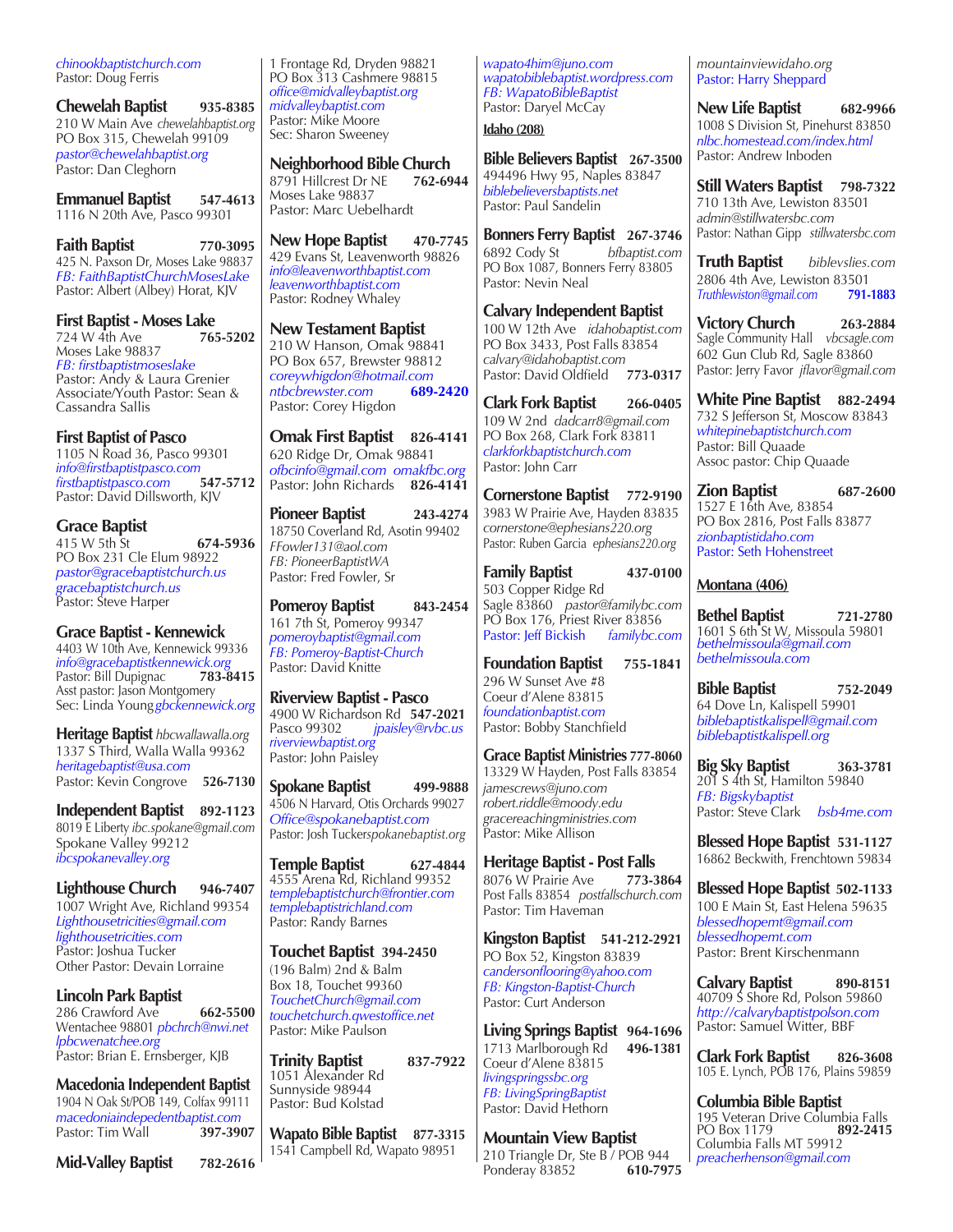chinookbaptistchurch.com
Pastor: Doug Ferris

**Chewelah Baptist** **935-8385**
210 W Main Ave *chewelahbaptist.org*
PO Box 315, Chewelah 99109
*pastor@chewelahbaptist.org*
Pastor: Dan Cleghorn

**Emmanuel Baptist** **547-4613**
1116 N 20th Ave, Pasco 99301

**Faith Baptist** **770-3095**
425 N. Paxson Dr, Moses Lake 98837
*FB: FaithBaptistChurchMosesLake*
Pastor: Albert (Albey) Horat, KJV

**First Baptist - Moses Lake**
724 W 4th Ave **765-5202**
Moses Lake 98837
*FB: firstbaptistmoseslake*
Pastor: Andy & Laura Grenier
Associate/Youth Pastor: Sean & Cassandra Sallis

**First Baptist of Pasco**
1105 N Road 36, Pasco 99301
*info@firstbaptistpasco.com*
*firstbaptistpasco.com* **547-5712**
Pastor: David Dillsworth, KJV

**Grace Baptist**
415 W 5th St **674-5936**
PO Box 231 Cle Elum 98922
*pastor@gracebaptistchurch.us*
*gracebaptistchurch.us*
Pastor: Steve Harper

**Grace Baptist - Kennewick**
4403 W 10th Ave, Kennewick 99336
*info@gracebaptistkennewick.org*
Pastor: Bill Dupignac **783-8415**
Asst pastor: Jason Montgomery
Sec: Linda Young *gbckennewick.org*

**Heritage Baptist** *hbcwallawalla.org*
1337 S Third, Walla Walla 99362
*heritagebaptist@usa.com*
Pastor: Kevin Congrove **526-7130**

**Independent Baptist** **892-1123**
8019 E Liberty *ibc.spokane@gmail.com*
Spokane Valley 99212
*ibcspokanevalley.org*

**Lighthouse Church** **946-7407**
1007 Wright Ave, Richland 99354
*Lighthousetricities@gmail.com*
*lighthousetricities.com*
Pastor: Joshua Tucker
Other Pastor: Devain Lorraine

**Lincoln Park Baptist**
286 Crawford Ave **662-5500**
Wentachee 98801 *pbchrch@nwi.net*
*lpbcwenatchee.org*
Pastor: Brian E. Ernsberger, KJB

**Macedonia Independent Baptist**
1904 N Oak St/POB 149, Colfax 99111
*macedoniaindepedentbaptist.com*
Pastor: Tim Wall **397-3907**

**Mid-Valley Baptist** **782-2616**
1 Frontage Rd, Dryden 98821
PO Box 313 Cashmere 98815
*office@midvalleybaptist.org*
*midvalleybaptist.com*
Pastor: Mike Moore
Sec: Sharon Sweeney

**Neighborhood Bible Church**
8791 Hillcrest Dr NE **762-6944**
Moses Lake 98837
Pastor: Marc Uebelhardt

**New Hope Baptist** **470-7745**
429 Evans St, Leavenworth 98826
*info@leavenworthbaptist.com*
*leavenworthbaptist.com*
Pastor: Rodney Whaley

**New Testament Baptist**
210 W Hanson, Omak 98841
PO Box 657, Brewster 98812
*coreywhigdon@hotmail.com*
*ntbcbrewster.com* **689-2420**
Pastor: Corey Higdon

**Omak First Baptist** **826-4141**
620 Ridge Dr, Omak 98841
*ofbcinfo@gmail.com* *omakfbc.org*
Pastor: John Richards **826-4141**

**Pioneer Baptist** **243-4274**
18750 Coverland Rd, Asotin 99402
*FFowler131@aol.com*
*FB: PioneerBaptistWA*
Pastor: Fred Fowler, Sr

**Pomeroy Baptist** **843-2454**
161 7th St, Pomeroy 99347
*pomeroybaptist@gmail.com*
*FB: Pomeroy-Baptist-Church*
Pastor: David Knitte

**Riverview Baptist - Pasco**
4900 W Richardson Rd **547-2021**
Pasco 99302 *jpaisley@rvbc.us*
*riverviewbaptist.org*
Pastor: John Paisley

**Spokane Baptist** **499-9888**
4506 N Harvard, Otis Orchards 99027
*Office@spokanebaptist.com*
Pastor: Josh Tucker *spokanebaptist.org*

**Temple Baptist** **627-4844**
4555 Arena Rd, Richland 99352
*templebaptistchurch@frontier.com*
*templebaptistrichland.com*
Pastor: Randy Barnes

**Touchet Baptist** **394-2450**
(196 Balm) 2nd & Balm
Box 18, Touchet 99360
*TouchetChurch@gmail.com*
*touchetchurch.qwestoffice.net*
Pastor: Mike Paulson

**Trinity Baptist** **837-7922**
1051 Alexander Rd
Sunnyside 98944
Pastor: Bud Kolstad

**Wapato Bible Baptist** **877-3315**
1541 Campbell Rd, Wapato 98951
*wapato4him@juno.com*
*wapatobiblebaptist.wordpress.com*
*FB: WapatoBibleBaptist*
Pastor: Daryel McCay

## Idaho (208)

**Bible Believers Baptist** **267-3500**
494496 Hwy 95, Naples 83847
*biblebelieversbaptists.net*
Pastor: Paul Sandelin

**Bonners Ferry Baptist** **267-3746**
6892 Cody St *bfbaptist.com*
PO Box 1087, Bonners Ferry 83805
Pastor: Nevin Neal

**Calvary Independent Baptist**
100 W 12th Ave *idahobaptist.com*
PO Box 3433, Post Falls 83854
*calvary@idahobaptist.com*
Pastor: David Oldfield **773-0317**

**Clark Fork Baptist** **266-0405**
109 W 2nd *dadcarr8@gmail.com*
PO Box 268, Clark Fork 83811
*clarkforkbaptistchurch.com*
Pastor: John Carr

**Cornerstone Baptist** **772-9190**
3983 W Prairie Ave, Hayden 83835
*cornerstone@ephesians220.org*
Pastor: Ruben Garcia *ephesians220.org*

**Family Baptist** **437-0100**
503 Copper Ridge Rd
Sagle 83860 *pastor@familybc.com*
PO Box 176, Priest River 83856
Pastor: Jeff Bickish *familybc.com*

**Foundation Baptist** **755-1841**
296 W Sunset Ave #8
Coeur d'Alene 83815
*foundationbaptist.com*
Pastor: Bobby Stanchfield

**Grace Baptist Ministries** **777-8060**
13329 W Hayden, Post Falls 83854
*jamescrews@juno.com*
*robert.riddle@moody.edu*
*gracereachingministries.com*
Pastor: Mike Allison

**Heritage Baptist - Post Falls**
8076 W Prairie Ave **773-3864**
Post Falls 83854 *postfallschurch.com*
Pastor: Tim Haveman

**Kingston Baptist** **541-212-2921**
PO Box 52, Kingston 83839
*candersonflooring@yahoo.com*
*FB: Kingston-Baptist-Church*
Pastor: Curt Anderson

**Living Springs Baptist** **964-1696**
1713 Marlborough Rd **496-1381**
Coeur d'Alene 83815
*livingspringssbc.org*
*FB: LivingSpringBaptist*
Pastor: David Hethorn

**Mountain View Baptist**
210 Triangle Dr, Ste B / POB 944
Ponderay 83852 **610-7975**
*mountainviewidaho.org*
Pastor: Harry Sheppard

**New Life Baptist** **682-9966**
1008 S Division St, Pinehurst 83850
*nlbc.homestead.com/index.html*
Pastor: Andrew Inboden

**Still Waters Baptist** **798-7322**
710 13th Ave, Lewiston 83501
*admin@stillwatersbc.com*
Pastor: Nathan Gipp *stillwatersbc.com*

**Truth Baptist** *biblevslies.com*
2806 4th Ave, Lewiston 83501
*Truthlewiston@gmail.com* **791-1883**

**Victory Church** **263-2884**
Sagle Community Hall *vbcsagle.com*
602 Gun Club Rd, Sagle 83860
Pastor: Jerry Favor *jflavor@gmail.com*

**White Pine Baptist** **882-2494**
732 S Jefferson St, Moscow 83843
*whitepinebaptistchurch.com*
Pastor: Bill Quaade
Assoc pastor: Chip Quaade

**Zion Baptist** **687-2600**
1527 E 16th Ave, 83854
PO Box 2816, Post Falls 83877
*zionbaptistidaho.com*
Pastor: Seth Hohenstreet

## Montana (406)

**Bethel Baptist** **721-2780**
1601 S 6th St W, Missoula 59801
*bethelmissoula@gmail.com*
*bethelmissoula.com*

**Bible Baptist** **752-2049**
64 Dove Ln, Kalispell 59901
*biblebaptistkalispell@gmail.com*
*biblebaptistkalispell.org*

**Big Sky Baptist** **363-3781**
201 S 4th St, Hamilton 59840
*FB: Bigskybaptist*
Pastor: Steve Clark *bsb4me.com*

**Blessed Hope Baptist** **531-1127**
16862 Beckwith, Frenchtown 59834

**Blessed Hope Baptist** **502-1133**
100 E Main St, East Helena 59635
*blessedhopemt@gmail.com*
*blessedhopemt.com*
Pastor: Brent Kirschenmann

**Calvary Baptist** **890-8151**
40709 S Shore Rd, Polson 59860
*http://calvarybaptistpolson.com*
Pastor: Samuel Witter, BBF

**Clark Fork Baptist** **826-3608**
105 E. Lynch, POB 176, Plains 59859

**Columbia Bible Baptist**
195 Veteran Drive Columbia Falls
PO Box 1179 **892-2415**
Columbia Falls MT 59912
*preacherhenson@gmail.com*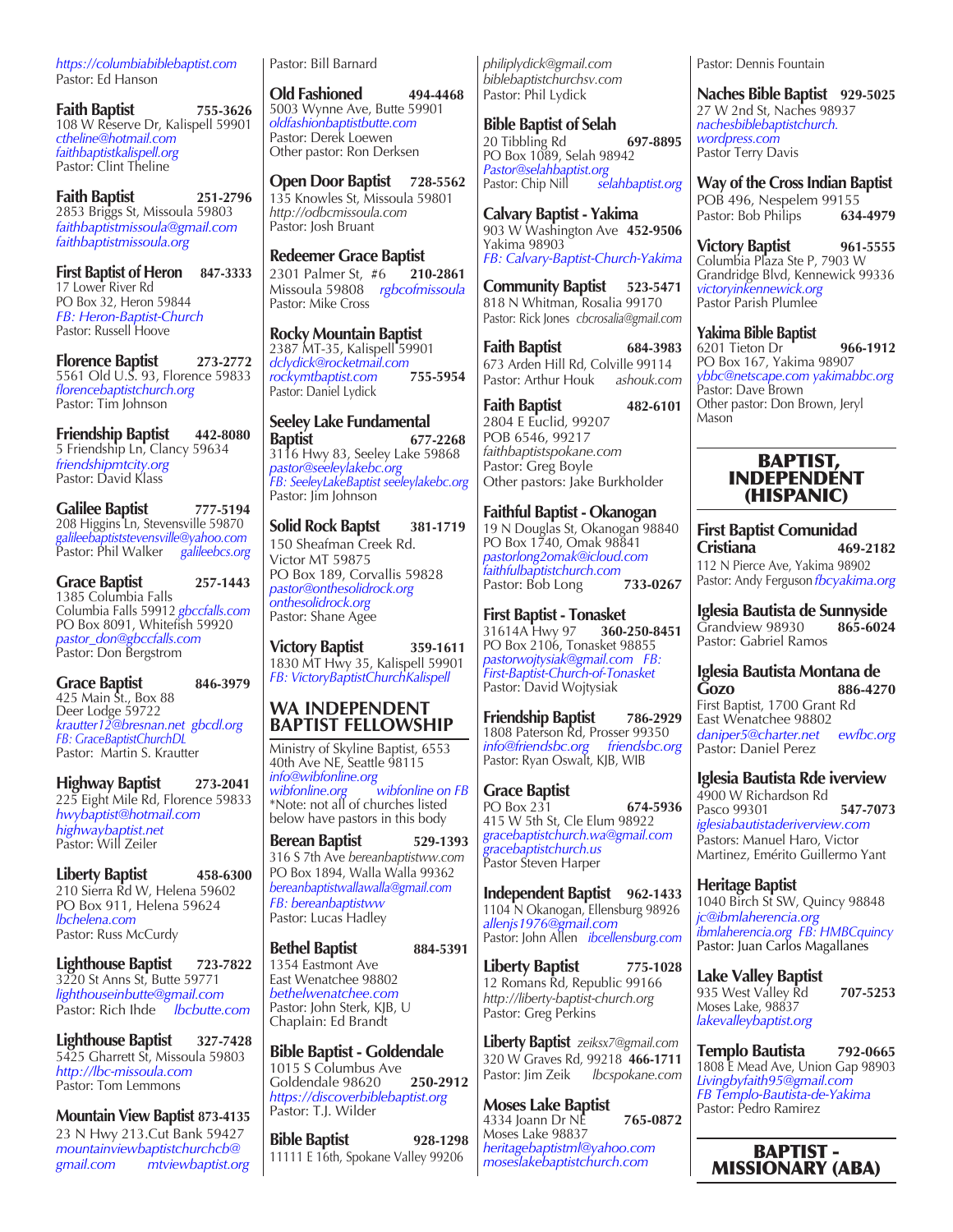https://columbiabiblebaptist.com
Pastor: Ed Hanson

**Faith Baptist** **755-3626**
108 W Reserve Dr, Kalispell 59901
*ctheline@hotmail.com*
*faithbaptistkalispell.org*
Pastor: Clint Theline

**Faith Baptist** **251-2796**
2853 Briggs St, Missoula 59803
*faithbaptistmissoula@gmail.com*
*faithbaptistmissoula.org*

**First Baptist of Heron** **847-3333**
17 Lower River Rd
PO Box 32, Heron 59844
*FB: Heron-Baptist-Church*
Pastor: Russell Hoove

**Florence Baptist** **273-2772**
5561 Old U.S. 93, Florence 59833
*florencebaptistchurch.org*
Pastor: Tim Johnson

**Friendship Baptist** **442-8080**
5 Friendship Ln, Clancy 59634
*friendshipmtcity.org*
Pastor: David Klass

**Galilee Baptist** **777-5194**
208 Higgins Ln, Stevensville 59870
*galileebaptiststevensville@yahoo.com*
Pastor: Phil Walker *galileebcs.org*

**Grace Baptist** **257-1443**
1385 Columbia Falls
Columbia Falls 59912 *gbccfalls.com*
PO Box 8091, Whitefish 59920
*pastor_don@gbccfalls.com*
Pastor: Don Bergstrom

**Grace Baptist** **846-3979**
425 Main St., Box 88
Deer Lodge 59722
*krautter12@bresnan.net* *gbcdl.org*
*FB: GraceBaptistChurchDL*
Pastor: Martin S. Krautter

**Highway Baptist** **273-2041**
225 Eight Mile Rd, Florence 59833
*hwybaptist@hotmail.com*
*highwaybaptist.net*
Pastor: Will Zeiler

**Liberty Baptist** **458-6300**
210 Sierra Rd W, Helena 59602
PO Box 911, Helena 59624
*lbchelena.com*
Pastor: Russ McCurdy

**Lighthouse Baptist** **723-7822**
3220 St Anns St, Butte 59771
*lighthouseinbutte@gmail.com*
Pastor: Rich Ihde *lbcbutte.com*

**Lighthouse Baptist** **327-7428**
5425 Gharrett St, Missoula 59803
*http://lbc-missoula.com*
Pastor: Tom Lemmons

**Mountain View Baptist** **873-4135**
23 N Hwy 213.Cut Bank 59427
*mountainviewbaptistchurchcb@gmail.com* *mtviewbaptist.org*

Pastor: Bill Barnard

**Old Fashioned** **494-4468**
5003 Wynne Ave, Butte 59901
*oldfashionbaptistbutte.com*
Pastor: Derek Loewen
Other pastor: Ron Derksen

**Open Door Baptist** **728-5562**
135 Knowles St, Missoula 59801
*http://odbcmissoula.com*
Pastor: Josh Bruant

**Redeemer Grace Baptist**
2301 Palmer St, #6 **210-2861**
Missoula 59808 *rgbcofmissoula*
Pastor: Mike Cross

**Rocky Mountain Baptist**
2387 MT-35, Kalispell 59901
*dclydick@rocketmail.com*
*rockymtbaptist.com* **755-5954**
Pastor: Daniel Lydick

**Seeley Lake Fundamental Baptist** **677-2268**
3116 Hwy 83, Seeley Lake 59868
*pastor@seeleylakebc.org*
*FB: SeeleyLakeBaptist seeleylakebc.org*
Pastor: Jim Johnson

**Solid Rock Baptst** **381-1719**
150 Sheafman Creek Rd.
Victor MT 59875
PO Box 189, Corvallis 59828
*pastor@onthesolidrock.org*
*onthesolidrock.org*
Pastor: Shane Agee

**Victory Baptist** **359-1611**
1830 MT Hwy 35, Kalispell 59901
*FB: VictoryBaptistChurchKalispell*

## WA INDEPENDENT BAPTIST FELLOWSHIP

Ministry of Skyline Baptist, 6553 40th Ave NE, Seattle 98115
*info@wibfonline.org*
*wibfonline.org* *wibfonline on FB*
*Note: not all of churches listed below have pastors in this body

**Berean Baptist** **529-1393**
316 S 7th Ave *bereanbaptistww.com*
PO Box 1894, Walla Walla 99362
*bereanbaptistwallawalla@gmail.com*
*FB: bereanbaptistww*
Pastor: Lucas Hadley

**Bethel Baptist** **884-5391**
1354 Eastmont Ave
East Wenatchee 98802
*bethelwenatchee.com*
Pastor: John Sterk, KJB, U
Chaplain: Ed Brandt

**Bible Baptist - Goldendale**
1015 S Columbus Ave
Goldendale 98620 **250-2912**
*https://discoverbiblebaptist.org*
Pastor: T.J. Wilder

**Bible Baptist** **928-1298**
11111 E 16th, Spokane Valley 99206
*philiplydick@gmail.com*
*biblebaptistchurchsv.com*
Pastor: Phil Lydick

**Bible Baptist of Selah**
20 Tibbling Rd **697-8895**
PO Box 1089, Selah 98942
*Pastor@selahbaptist.org*
Pastor: Chip Nill *selahbaptist.org*

**Calvary Baptist - Yakima**
903 W Washington Ave **452-9506**
Yakima 98903
*FB: Calvary-Baptist-Church-Yakima*

**Community Baptist** **523-5471**
818 N Whitman, Rosalia 99170
Pastor: Rick Jones *cbcrosalia@gmail.com*

**Faith Baptist** **684-3983**
673 Arden Hill Rd, Colville 99114
Pastor: Arthur Houk *ashouk.com*

**Faith Baptist** **482-6101**
2804 E Euclid, 99207
POB 6546, 99217
*faithbaptistspokane.com*
Pastor: Greg Boyle
Other pastors: Jake Burkholder

**Faithful Baptist - Okanogan**
19 N Douglas St, Okanogan 98840
PO Box 1740, Omak 98841
*pastorlong2omak@icloud.com*
*faithfulbaptistchurch.com*
Pastor: Bob Long **733-0267**

**First Baptist - Tonasket**
31614A Hwy 97 **360-250-8451**
PO Box 2106, Tonasket 98855
*pastorwojtysiak@gmail.com* *FB: First-Baptist-Church-of-Tonasket*
Pastor: David Wojtysiak

**Friendship Baptist** **786-2929**
1808 Paterson Rd, Prosser 99350
*info@friendsbc.org* *friendsbc.org*
Pastor: Ryan Oswalt, KJB, WIB

**Grace Baptist**
PO Box 231 **674-5936**
415 W 5th St, Cle Elum 98922
*gracebaptistchurch.wa@gmail.com*
*gracebaptistchurch.us*
Pastor Steven Harper

**Independent Baptist** **962-1433**
1104 N Okanogan, Ellensburg 98926
*allenjs1976@gmail.com*
Pastor: John Allen *ibcellensburg.com*

**Liberty Baptist** **775-1028**
12 Romans Rd, Republic 99166
*http://liberty-baptist-church.org*
Pastor: Greg Perkins

**Liberty Baptist** *zeiksx7@gmail.com*
320 W Graves Rd, 99218 **466-1711**
Pastor: Jim Zeik *lbcspokane.com*

**Moses Lake Baptist**
4334 Joann Dr NE **765-0872**
Moses Lake 98837
*heritagebaptistml@yahoo.com*
*moseslakebaptistchurch.com*

Pastor: Dennis Fountain

**Naches Bible Baptist** **929-5025**
27 W 2nd St, Naches 98937
*nachesbiblebaptistchurch.wordpress.com*
Pastor Terry Davis

**Way of the Cross Indian Baptist**
POB 496, Nespelem 99155
Pastor: Bob Philips **634-4979**

**Victory Baptist** **961-5555**
Columbia Plaza Ste P, 7903 W Grandridge Blvd, Kennewick 99336
*victoryinkennewick.org*
Pastor Parish Plumlee

**Yakima Bible Baptist**
6201 Tieton Dr **966-1912**
PO Box 167, Yakima 98907
*ybbc@netscape.com* *yakimabbc.org*
Pastor: Dave Brown
Other pastor: Don Brown, Jeryl Mason

## BAPTIST, INDEPENDENT (HISPANIC)

**First Baptist Comunidad Cristiana** **469-2182**
112 N Pierce Ave, Yakima 98902
Pastor: Andy Ferguson *fbcyakima.org*

**Iglesia Bautista de Sunnyside**
Grandview 98930 **865-6024**
Pastor: Gabriel Ramos

**Iglesia Bautista Montana de Gozo** **886-4270**
First Baptist, 1700 Grant Rd
East Wenatchee 98802
*daniper5@charter.net* *ewfbc.org*
Pastor: Daniel Perez

**Iglesia Bautista Rde iverview**
4900 W Richardson Rd
Pasco 99301 **547-7073**
*iglesiabautistaderiverview.com*
Pastors: Manuel Haro, Victor Martinez, Emérito Guillermo Yant

**Heritage Baptist**
1040 Birch St SW, Quincy 98848
*jc@ibmlaherencia.org*
*ibmlaherencia.org* *FB: HMBCquincy*
Pastor: Juan Carlos Magallanes

**Lake Valley Baptist**
935 West Valley Rd **707-5253**
Moses Lake, 98837
*lakevalleybaptist.org*

**Templo Bautista** **792-0665**
1808 E Mead Ave, Union Gap 98903
*Livingbyfaith95@gmail.com*
*FB Templo-Bautista-de-Yakima*
Pastor: Pedro Ramirez

## BAPTIST - MISSIONARY (ABA)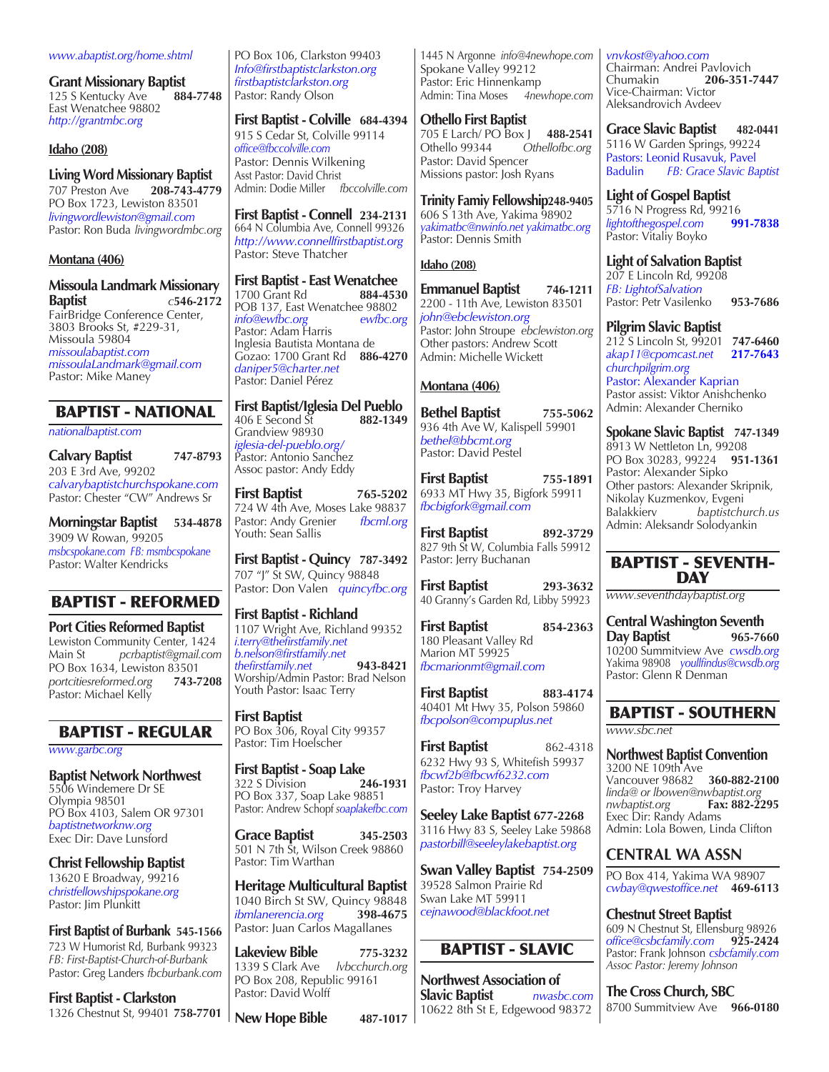www.abaptist.org/home.shtml

**Grant Missionary Baptist**
125 S Kentucky Ave **884-7748**
East Wenatchee 98802
http://grantmbc.org

**Idaho (208)**

**Living Word Missionary Baptist**
707 Preston Ave **208-743-4779**
PO Box 1723, Lewiston 83501
livingwordlewiston@gmail.com
Pastor: Ron Buda *livingwordmbc.org*

**Montana (406)**

**Missoula Landmark Missionary Baptist** c**546-2172**
FairBridge Conference Center, 3803 Brooks St, #229-31, Missoula 59804
missoulabaptist.com
missoulaLandmark@gmail.com
Pastor: Mike Maney

## BAPTIST - NATIONAL

nationalbaptist.com

**Calvary Baptist** **747-8793**
203 E 3rd Ave, 99202
calvarybaptistchurchspokane.com
Pastor: Chester "CW" Andrews Sr

**Morningstar Baptist** **534-4878**
3909 W Rowan, 99205
msbcspokane.com FB: msmbcspokane
Pastor: Walter Kendricks

## BAPTIST - REFORMED

**Port Cities Reformed Baptist**
Lewiston Community Center, 1424 Main St *pcrbaptist@gmail.com*
PO Box 1634, Lewiston 83501
*portcitiesreformed.org* **743-7208**
Pastor: Michael Kelly

## BAPTIST - REGULAR

www.garbc.org

**Baptist Network Northwest**
5506 Windemere Dr SE
Olympia 98501
PO Box 4103, Salem OR 97301
baptistnetworknw.org
Exec Dir: Dave Lunsford

**Christ Fellowship Baptist**
13620 E Broadway, 99216
christfellowshipspokane.org
Pastor: Jim Plunkitt

**First Baptist of Burbank** **545-1566**
723 W Humorist Rd, Burbank 99323
*FB: First-Baptist-Church-of-Burbank*
Pastor: Greg Landers *fbcburbank.com*

**First Baptist - Clarkston**
1326 Chestnut St, 99401 **758-7701**
PO Box 106, Clarkston 99403
Info@firstbaptistclarkston.org
firstbaptistclarkston.org
Pastor: Randy Olson

**First Baptist - Colville** **684-4394**
915 S Cedar St, Colville 99114
office@fbccolville.com
Pastor: Dennis Wilkening
Asst Pastor: David Christ
Admin: Dodie Miller *fbccolville.com*

**First Baptist - Connell** **234-2131**
664 N Columbia Ave, Connell 99326
http://www.connellfirstbaptist.org
Pastor: Steve Thatcher

**First Baptist - East Wenatchee**
1700 Grant Rd **884-4530**
POB 137, East Wenatchee 98802
info@ewfbc.org *ewfbc.org*
Pastor: Adam Harris
Inglesia Bautista Montana de Gozao: 1700 Grant Rd **886-4270**
daniper5@charter.net
Pastor: Daniel Pérez

**First Baptist/Iglesia Del Pueblo**
406 E Second St **882-1349**
Grandview 98930
iglesia-del-pueblo.org/
Pastor: Antonio Sanchez
Assoc pastor: Andy Eddy

**First Baptist** **765-5202**
724 W 4th Ave, Moses Lake 98837
Pastor: Andy Grenier *fbcml.org*
Youth: Sean Sallis

**First Baptist - Quincy** **787-3492**
707 "J" St SW, Quincy 98848
Pastor: Don Valen *quincyfbc.org*

**First Baptist - Richland**
1107 Wright Ave, Richland 99352
i.terry@thefirstfamily.net
b.nelson@firstfamily.net
thefirstfamily.net **943-8421**
Worship/Admin Pastor: Brad Nelson
Youth Pastor: Isaac Terry

**First Baptist**
PO Box 306, Royal City 99357
Pastor: Tim Hoelscher

**First Baptist - Soap Lake**
322 S Division **246-1931**
PO Box 337, Soap Lake 98851
Pastor: Andrew Schopf *soaplakefbc.com*

**Grace Baptist** **345-2503**
501 N 7th St, Wilson Creek 98860
Pastor: Tim Warthan

**Heritage Multicultural Baptist**
1040 Birch St SW, Quincy 98848
ibmlanerencia.org **398-4675**
Pastor: Juan Carlos Magallanes

**Lakeview Bible** **775-3232**
1339 S Clark Ave *lvbcchurch.org*
PO Box 208, Republic 99161
Pastor: David Wolff

**New Hope Bible** **487-1017**
1445 N Argonne *info@4newhope.com*
Spokane Valley 99212
Pastor: Eric Hinnenkamp
Admin: Tina Moses *4newhope.com*

**Othello First Baptist**
705 E Larch/ PO Box J **488-2541**
Othello 99344 *Othellofbc.org*
Pastor: David Spencer
Missions pastor: Josh Ryans

**Trinity Famiy Fellowship** **248-9405**
606 S 13th Ave, Yakima 98902
yakimatbc@nwinfo.net yakimatbc.org
Pastor: Dennis Smith

**Idaho (208)**

**Emmanuel Baptist** **746-1211**
2200 - 11th Ave, Lewiston 83501
john@ebclewiston.org
Pastor: John Stroupe *ebclewiston.org*
Other pastors: Andrew Scott
Admin: Michelle Wickett

**Montana (406)**

**Bethel Baptist** **755-5062**
936 4th Ave W, Kalispell 59901
bethel@bbcmt.org
Pastor: David Pestel

**First Baptist** **755-1891**
6933 MT Hwy 35, Bigfork 59911
fbcbigfork@gmail.com

**First Baptist** **892-3729**
827 9th St W, Columbia Falls 59912
Pastor: Jerry Buchanan

**First Baptist** **293-3632**
40 Granny's Garden Rd, Libby 59923

**First Baptist** **854-2363**
180 Pleasant Valley Rd
Marion MT 59925
fbcmarionmt@gmail.com

**First Baptist** **883-4174**
40401 Mt Hwy 35, Polson 59860
fbcpolson@compuplus.net

**First Baptist** 862-4318
6232 Hwy 93 S, Whitefish 59937
fbcwf2b@fbcwf6232.com
Pastor: Troy Harvey

**Seeley Lake Baptist** **677-2268**
3116 Hwy 83 S, Seeley Lake 59868
pastorbill@seeleylakebaptist.org

**Swan Valley Baptist** **754-2509**
39528 Salmon Prairie Rd
Swan Lake MT 59911
cejnawood@blackfoot.net

## BAPTIST - SLAVIC

**Northwest Association of Slavic Baptist** *nwasbc.com*
10622 8th St E, Edgewood 98372
vnvkost@yahoo.com
Chairman: Andrei Pavlovich Chumakin **206-351-7447**
Vice-Chairman: Victor Aleksandrovich Avdeev

**Grace Slavic Baptist** **482-0441**
5116 W Garden Springs, 99224
Pastors: Leonid Rusavuk, Pavel Badulin *FB: Grace Slavic Baptist*

**Light of Gospel Baptist**
5716 N Progress Rd, 99216
lightofthegospel.com **991-7838**
Pastor: Vitaliy Boyko

**Light of Salvation Baptist**
207 E Lincoln Rd, 99208
FB: LightofSalvation
Pastor: Petr Vasilenko **953-7686**

**Pilgrim Slavic Baptist**
212 S Lincoln St, 99201 **747-6460**
akap11@cpomcast.net **217-7643**
churchpilgrim.org
Pastor: Alexander Kaprian
Pastor assist: Viktor Anishchenko
Admin: Alexander Cherniko

**Spokane Slavic Baptist** **747-1349**
8913 W Nettleton Ln, 99208
PO Box 30283, 99224 **951-1361**
Pastor: Alexander Sipko
Other pastors: Alexander Skripnik, Nikolay Kuzmenkov, Evgeni Balakkierv *baptistchurch.us*
Admin: Aleksandr Solodyankin

## BAPTIST - SEVENTH-DAY

www.seventhdaybaptist.org

**Central Washington Seventh Day Baptist** **965-7660**
10200 Summitview Ave *cwsdb.org*
Yakima 98908 *youllfindus@cwsdb.org*
Pastor: Glenn R Denman

## BAPTIST - SOUTHERN

www.sbc.net

**Northwest Baptist Convention**
3200 NE 109th Ave
Vancouver 98682 **360-882-2100**
*linda@ or lbowen@nwbaptist.org*
*nwbaptist.org* **Fax: 882-2295**
Exec Dir: Randy Adams
Admin: Lola Bowen, Linda Clifton

## CENTRAL WA ASSN

PO Box 414, Yakima WA 98907
cwbay@qwestoffice.net **469-6113**

**Chestnut Street Baptist**
609 N Chestnut St, Ellensburg 98926
office@csbcfamily.com **925-2424**
Pastor: Frank Johnson *csbcfamily.com*
*Assoc Pastor: Jeremy Johnson*

**The Cross Church, SBC**
8700 Summitview Ave **966-0180**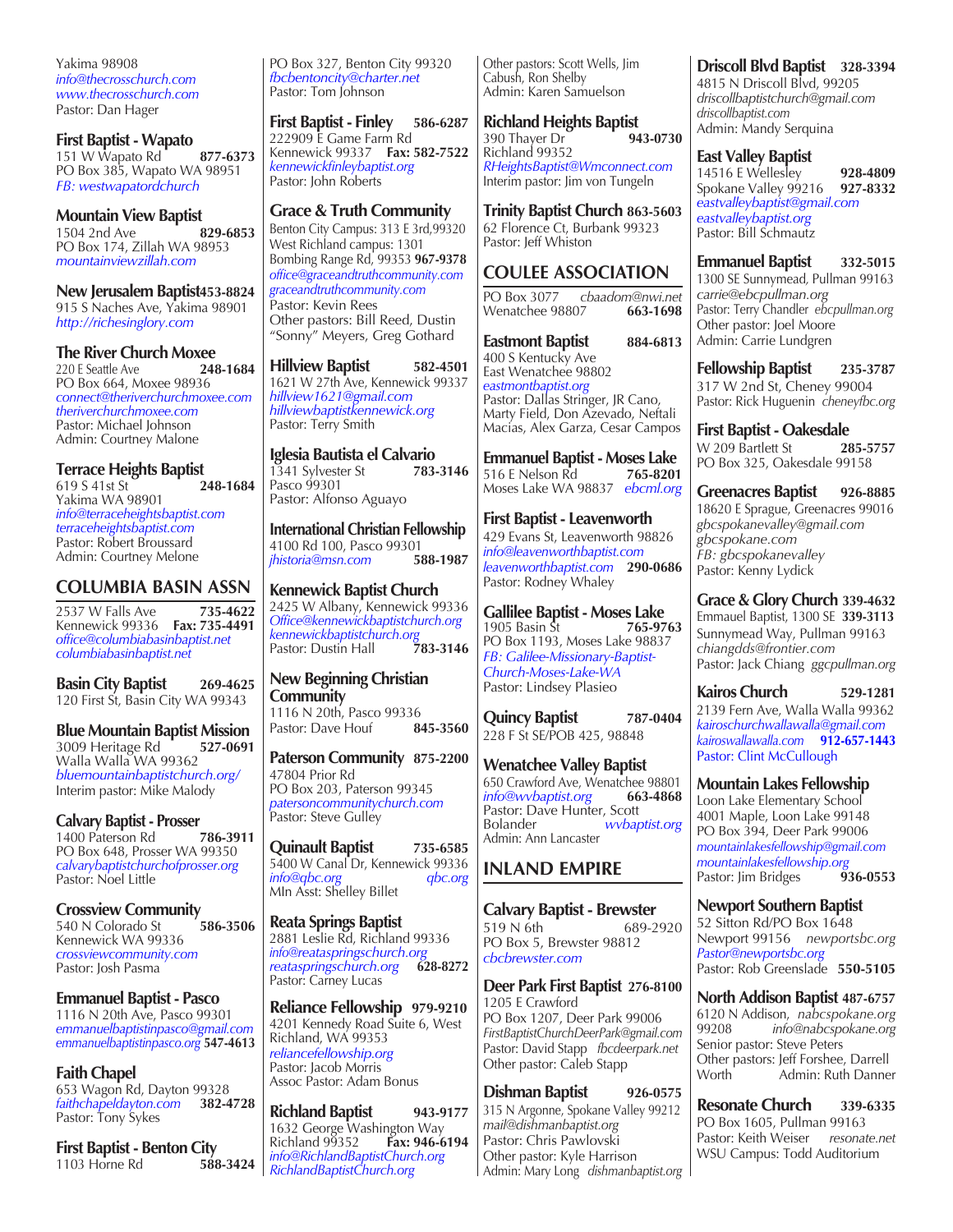Yakima 98908
*info@thecrosschurch.com*
*www.thecrosschurch.com*
Pastor: Dan Hager

**First Baptist - Wapato**
151 W Wapato Rd **877-6373**
PO Box 385, Wapato WA 98951
*FB: westwapatordchurch*

**Mountain View Baptist**
1504 2nd Ave **829-6853**
PO Box 174, Zillah WA 98953
*mountainviewzillah.com*

**New Jerusalem Baptist** **453-8824**
915 S Naches Ave, Yakima 98901
*http://richesinglory.com*

**The River Church Moxee**
220 E Seattle Ave **248-1684**
PO Box 664, Moxee 98936
*connect@theriverchurchmoxee.com*
*theriverchurchmoxee.com*
Pastor: Michael Johnson
Admin: Courtney Malone

**Terrace Heights Baptist**
619 S 41st St **248-1684**
Yakima WA 98901
*info@terraceheightsbaptist.com*
*terraceheightsbaptist.com*
Pastor: Robert Broussard
Admin: Courtney Melone

## COLUMBIA BASIN ASSN

2537 W Falls Ave **735-4622**
Kennewick 99336 **Fax: 735-4491**
*office@columbiabasinbaptist.net*
*columbiabasinbaptist.net*

**Basin City Baptist** **269-4625**
120 First St, Basin City WA 99343

**Blue Mountain Baptist Mission**
3009 Heritage Rd **527-0691**
Walla Walla WA 99362
*bluemountainbaptistchurch.org/*
Interim pastor: Mike Malody

**Calvary Baptist - Prosser**
1400 Paterson Rd **786-3911**
PO Box 648, Prosser WA 99350
*calvarybaptistchurchofprosser.org*
Pastor: Noel Little

**Crossview Community**
540 N Colorado St **586-3506**
Kennewick WA 99336
*crossviewcommunity.com*
Pastor: Josh Pasma

**Emmanuel Baptist - Pasco**
1116 N 20th Ave, Pasco 99301
*emmanuelbaptistinpasco@gmail.com*
*emmanuelbaptistinpasco.org* **547-4613**

**Faith Chapel**
653 Wagon Rd, Dayton 99328
*faithchapeldayton.com* **382-4728**
Pastor: Tony Sykes

**First Baptist - Benton City**
1103 Horne Rd **588-3424**
PO Box 327, Benton City 99320
*fbcbentoncity@charter.net*
Pastor: Tom Johnson

**First Baptist - Finley** **586-6287**
222909 E Game Farm Rd
Kennewick 99337 **Fax: 582-7522**
*kennewickfinleybaptist.org*
Pastor: John Roberts

**Grace & Truth Community**
Benton City Campus: 313 E 3rd, 99320
West Richland campus: 1301 Bombing Range Rd, 99353 **967-9378**
*office@graceandtruthcommunity.com*
*graceandtruthcommunity.com*
Pastor: Kevin Rees
Other pastors: Bill Reed, Dustin "Sonny" Meyers, Greg Gothard

**Hillview Baptist** **582-4501**
1621 W 27th Ave, Kennewick 99337
*hillview1621@gmail.com*
*hillviewbaptistkennewick.org*
Pastor: Terry Smith

**Iglesia Bautista el Calvario**
1341 Sylvester St **783-3146**
Pasco 99301
Pastor: Alfonso Aguayo

**International Christian Fellowship**
4100 Rd 100, Pasco 99301
*jhistoria@msn.com* **588-1987**

**Kennewick Baptist Church**
2425 W Albany, Kennewick 99336
*Office@kennewickbaptistchurch.org*
*kennewickbaptistchurch.org*
Pastor: Dustin Hall **783-3146**

**New Beginning Christian Community**
1116 N 20th, Pasco 99336
Pastor: Dave Houf **845-3560**

**Paterson Community** **875-2200**
47804 Prior Rd
PO Box 203, Paterson 99345
*patersoncommunitychurch.com*
Pastor: Steve Gulley

**Quinault Baptist** **735-6585**
5400 W Canal Dr, Kennewick 99336
*info@qbc.org* *qbc.org*
MIn Asst: Shelley Billet

**Reata Springs Baptist**
2881 Leslie Rd, Richland 99336
*info@reataspringschurch.org*
*reataspringschurch.org* **628-8272**
Pastor: Carney Lucas

**Reliance Fellowship** **979-9210**
4201 Kennedy Road Suite 6, West Richland, WA 99353
*reliancefellowship.org*
Pastor: Jacob Morris
Assoc Pastor: Adam Bonus

**Richland Baptist** **943-9177**
1632 George Washington Way
Richland 99352 **Fax: 946-6194**
*info@RichlandBaptistChurch.org*
*RichlandBaptistChurch.org*
Other pastors: Scott Wells, Jim Cabush, Ron Shelby
Admin: Karen Samuelson

**Richland Heights Baptist**
390 Thayer Dr **943-0730**
Richland 99352
*RHeightsBaptist@Wmconnect.com*
Interim pastor: Jim von Tungeln

**Trinity Baptist Church** **863-5603**
62 Florence Ct, Burbank 99323
Pastor: Jeff Whiston

## COULEE ASSOCIATION

PO Box 3077 *cbaadom@nwi.net*
Wenatchee 98807 **663-1698**

**Eastmont Baptist** **884-6813**
400 S Kentucky Ave
East Wenatchee 98802
*eastmontbaptist.org*
Pastor: Dallas Stringer, JR Cano, Marty Field, Don Azevado, Neftali Macias, Alex Garza, Cesar Campos

**Emmanuel Baptist - Moses Lake**
516 E Nelson Rd **765-8201**
Moses Lake WA 98837 *ebcml.org*

**First Baptist - Leavenworth**
429 Evans St, Leavenworth 98826
*info@leavenworthbaptist.com*
*leavenworthbaptist.com* **290-0686**
Pastor: Rodney Whaley

**Gallilee Baptist - Moses Lake**
1905 Basin St **765-9763**
PO Box 1193, Moses Lake 98837
*FB: Galilee-Missionary-Baptist-Church-Moses-Lake-WA*
Pastor: Lindsey Plasieo

**Quincy Baptist** **787-0404**
228 F St SE/POB 425, 98848

**Wenatchee Valley Baptist**
650 Crawford Ave, Wenatchee 98801
*info@wvbaptist.org* **663-4868**
Pastor: Dave Hunter, Scott Bolander *wvbaptist.org*
Admin: Ann Lancaster

## INLAND EMPIRE

**Calvary Baptist - Brewster**
519 N 6th 689-2920
PO Box 5, Brewster 98812
*cbcbrewster.com*

**Deer Park First Baptist** **276-8100**
1205 E Crawford
PO Box 1207, Deer Park 99006
*FirstBaptistChurchDeerPark@gmail.com*
Pastor: David Stapp *fbcdeerpark.net*
Other pastor: Caleb Stapp

**Dishman Baptist** **926-0575**
315 N Argonne, Spokane Valley 99212
*mail@dishmanbaptist.org*
Pastor: Chris Pawlovski
Other pastor: Kyle Harrison
Admin: Mary Long *dishmanbaptist.org*

**Driscoll Blvd Baptist** **328-3394**
4815 N Driscoll Blvd, 99205
*driscollbaptistchurch@gmail.com*
*driscollbaptist.com*
Admin: Mandy Serquina

**East Valley Baptist**
14516 E Wellesley **928-4809**
Spokane Valley 99216 **927-8332**
*eastvalleybaptist@gmail.com*
*eastvalleybaptist.org*
Pastor: Bill Schmautz

**Emmanuel Baptist** **332-5015**
1300 SE Sunnymead, Pullman 99163
*carrie@ebcpullman.org*
Pastor: Terry Chandler *ebcpullman.org*
Other pastor: Joel Moore
Admin: Carrie Lundgren

**Fellowship Baptist** **235-3787**
317 W 2nd St, Cheney 99004
Pastor: Rick Huguenin *cheneyfbc.org*

**First Baptist - Oakesdale**
W 209 Bartlett St **285-5757**
PO Box 325, Oakesdale 99158

**Greenacres Baptist** **926-8885**
18620 E Sprague, Greenacres 99016
*gbcspokanevalley@gmail.com*
*gbcspokane.com*
*FB: gbcspokanevalley*
Pastor: Kenny Lydick

**Grace & Glory Church** **339-4632**
Emmaual Baptist, 1300 SE **339-3113**
Sunnymead Way, Pullman 99163
*chiangdds@frontier.com*
Pastor: Jack Chiang *ggcpullman.org*

**Kairos Church** **529-1281**
2139 Fern Ave, Walla Walla 99362
*kairoschurchwallawalla@gmail.com*
*kairoswallawalla.com* **912-657-1443**
Pastor: Clint McCullough

**Mountain Lakes Fellowship**
Loon Lake Elementary School
4001 Maple, Loon Lake 99148
PO Box 394, Deer Park 99006
*mountainlakesfellowship@gmail.com*
*mountainlakesfellowship.org*
Pastor: Jim Bridges **936-0553**

**Newport Southern Baptist**
52 Sitton Rd/PO Box 1648
Newport 99156 *newportsbc.org*
*Pastor@newportsbc.org*
Pastor: Rob Greenslade **550-5105**

**North Addison Baptist** **487-6757**
6120 N Addison, *nabcspokane.org*
99208 *info@nabcspokane.org*
Senior pastor: Steve Peters
Other pastors: Jeff Forshee, Darrell Worth Admin: Ruth Danner

**Resonate Church** **339-6335**
PO Box 1605, Pullman 99163
Pastor: Keith Weiser *resonate.net*
WSU Campus: Todd Auditorium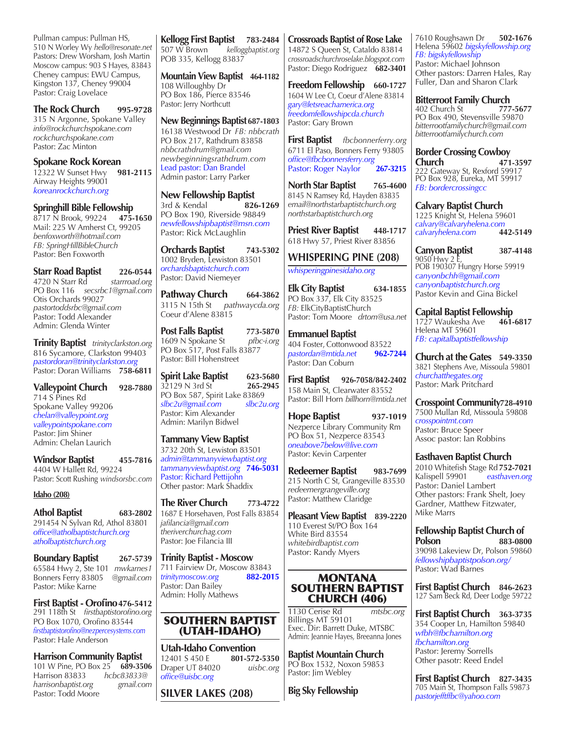Pullman campus: Pullman HS, 510 N Worley Wy *hello@resonate.net*
Pastors: Drew Worsham, Josh Martin
Moscow campus: 903 S Hayes, 83843
Cheney campus: EWU Campus, Kingston 137, Cheney 99004
Pastor: Craig Lovelace

**The Rock Church** **995-9728**
315 N Argonne, Spokane Valley
*info@rockchurchspokane.com*
*rockchurchspokane.com*
Pastor: Zac Minton

**Spokane Rock Korean**
12322 W Sunset Hwy **981-2115**
Airway Heights 99001
*koreanrockchurch.org*

**Springhill Bible Fellowship**
8717 N Brook, 99224 **475-1650**
Mail: 225 W Amherst Ct, 99205
*benfoxworth@hotmail.com*
*FB: SpringHillBibleChurch*
Pastor: Ben Foxworth

**Starr Road Baptist** **226-0544**
4720 N Starr Rd *starrroad.org*
PO Box 116 *secsrbc1@gmail.com*
Otis Orchards 99027
*pastortoddsrbc@gmail.com*
Pastor: Todd Alexander
Admin: Glenda Winter

**Trinity Baptist** *trinityclarkston.org*
816 Sycamore, Clarkston 99403
*pastordoran@trinityclarkston.org*
Pastor: Doran Williams **758-6811**

**Valleypoint Church** **928-7880**
714 S Pines Rd
Spokane Valley 99206
*chelan@valleypoint.org*
*valleypointspokane.com*
Pastor: Jim Shiner
Admin: Chelan Laurich

**Windsor Baptist** **455-7816**
4404 W Hallett Rd, 99224
Pastor: Scott Rushing *windsorsbc.com*

**Idaho (208)**

**Athol Baptist** **683-2802**
291454 N Sylvan Rd, Athol 83801
*office@atholbaptistchurch.org*
*atholbaptistchurch.org*

**Boundary Baptist** **267-5739**
65584 Hwy 2, Ste 101 *mwkarnes1@gmail.com*
Bonners Ferry 83805
Pastor: Mike Karne

**First Baptist - Orofino** **476-5412**
291 118th St *firstbaptistorofino.org*
PO Box 1070, Orofino 83544
*firstbaptistorofino@nezpercesystems.com*
Pastor: Hale Anderson

**Harrison Community Baptist**
101 W Pine, PO Box 25 **689-3506**
Harrison 83833 *hcbc83833@gmail.com*
*harrisonbaptist.org*
Pastor: Todd Moore

**Kellogg First Baptist** **783-2484**
507 W Brown *kelloggbaptist.org*
POB 335, Kellogg 83837

**Mountain View Baptist** **464-1182**
108 Willoughby Dr
PO Box 186, Pierce 83546
Pastor: Jerry Northcutt

**New Beginnings Baptist** **687-1803**
16138 Westwood Dr *FB: nbbcrath*
PO Box 217, Rathdrum 83858
*nbbcrathdrum@gmail.com*
*newbeginningsrathdrum.com*
Lead pastor: Dan Brandel
Admin pastor: Larry Parker

**New Fellowship Baptist**
3rd & Kendal **826-1269**
PO Box 190, Riverside 98849
*newfellowshipbaptist@msn.com*
Pastor: Rick McLaughlin

**Orchards Baptist** **743-5302**
1002 Bryden, Lewiston 83501
*orchardsbaptistchurch.com*
Pastor: David Niemeyer

**Pathway Church** **664-3862**
3115 N 15th St *pathwaycda.org*
Coeur d'Alene 83815

**Post Falls Baptist** **773-5870**
1609 N Spokane St *pfbc-i.org*
PO Box 517, Post Falls 83877
Pastor: Bill Hohenstreet

**Spirit Lake Baptist** **623-5680** **265-2945**
32129 N 3rd St
PO Box 587, Spirit Lake 83869
*slbc2u@gmail.com* *slbc2u.org*
Pastor: Kim Alexander
Admin: Marilyn Bidwel

**Tammany View Baptist**
3732 20th St, Lewiston 83501
*admin@tammanyviewbaptist.org*
*tammanyviewbaptist.org* **746-5031**
Pastor: Richard Pettijohn
Other pastor: Mark Shaddix

**The River Church** **773-4722**
1687 E Horsehaven, Post Falls 83854
*jafilancia@gmail.com*
*theriverchurchag.com*
Pastor: Joe Filancia III

**Trinity Baptist - Moscow**
711 Fairview Dr, Moscow 83843
*trinitymoscow.org* **882-2015**
Pastor: Dan Bailey
Admin: Holly Mathews

## SOUTHERN BAPTIST (UTAH-IDAHO)

**Utah-Idaho Convention**
12401 S 450 E **801-572-5350**
Draper UT 84020 *uisbc.org*
*office@uisbc.org*

## SILVER LAKES (208)

**Crossroads Baptist of Rose Lake**
14872 S Queen St, Cataldo 83814
*crossroadschurchroselake.blogspot.com*
Pastor: Diego Rodriguez **682-3401**

**Freedom Fellowship** **660-1727**
1604 W Lee Ct, Coeur d'Alene 83814
*gary@letsreachamerica.org*
*freedomfellowshipcda.church*
Pastor: Gary Brown

**First Baptist** *fbcbonnerferry.org*
6711 El Paso, Bonners Ferry 93805
*office@fbcbonnersferry.org*
Pastor: Roger Naylor **267-3215**

**North Star Baptist** **765-4600**
8145 N Ramsey Rd, Hayden 83835
*email@northstarbaptistchurch.org*
*northstarbaptistchurch.org*

**Priest River Baptist** **448-1717**
618 Hwy 57, Priest River 83856

## WHISPERING PINE (208)

*whisperingpinesidaho.org*

**Elk City Baptist** **634-1855**
PO Box 337, Elk City 83525
*FB:* ElkCityBaptistChurch
Pastor: Tom Moore *drtom@usa.net*

**Emmanuel Baptist**
404 Foster, Cottonwood 83522
*pastordan@mtida.net* **962-7244**
Pastor: Dan Coburn

**First Baptist** **926-7058/842-2402**
158 Main St, Clearwater 83552
Pastor: Bill Horn *billhorn@mtida.net*

**Hope Baptist** **937-1019**
Nezperce Library Community Rm
PO Box 51, Nezperce 83543
*oneabove7below@live.com*
Pastor: Kevin Carpenter

**Redeemer Baptist** **983-7699**
215 North C St, Grangeville 83530
*redeemergrangeville.org*
Pastor: Matthew Claridge

**Pleasant View Baptist** **839-2220**
110 Everest St/PO Box 164
White Bird 83554
*whitebirdbaptist.com*
Pastor: Randy Myers

## MONTANA SOUTHERN BAPTIST CHURCH (406)

1130 Cerise Rd *mtsbc.org*
Billings MT 59101
Exec. Dir: Barrett Duke, MTSBC
Admin: Jeannie Hayes, Breeanna Jones

**Baptist Mountain Church**
PO Box 1532, Noxon 59853
Pastor: Jim Webley

**Big Sky Fellowship**
7610 Roughsawn Dr **502-1676**
Helena 59602 *bigskyfellowship.org*
*FB: bigskyfellowship*
Pastor: Michael Johnson
Other pastors: Darren Hales, Ray Fuller, Dan and Sharon Clark

**Bitterroot Family Church**
402 Church St **777-5677**
PO Box 490, Stevensville 59870
*bitterrootfamilychurch@gmail.com*
*bitterrootfamilychurch.com*

**Border Crossing Cowboy Church** **471-3597**
222 Gateway St, Rexford 59917
PO Box 928, Eureka, MT 59917
*FB: bordercrossingcc*

**Calvary Baptist Church**
1225 Knight St, Helena 59601
*calvary@calvaryhelena.com*
*calvaryhelena.com* **442-5149**

**Canyon Baptist** **387-4148**
9050 Hwy 2 E,
POB 190307 Hungry Horse 59919
*canyonbchh@gmail.com*
*canyonbaptistchurch.org*
Pastor Kevin and Gina Bickel

**Capital Baptist Fellowship**
1727 Waukesha Ave **461-6817**
Helena MT 59601
*FB: capitalbaptistfellowship*

**Church at the Gates** **549-3350**
3821 Stephens Ave, Missoula 59801
*churchatthegates.org*
Pastor: Mark Pritchard

**Crosspoint Community** **728-4910**
7500 Mullan Rd, Missoula 59808
*crosspointmt.com*
Pastor: Bruce Speer
Assoc pastor: Ian Robbins

**Easthaven Baptist Church**
2010 Whitefish Stage Rd **752-7021**
Kalispell 59901 *easthaven.org*
Pastor: Daniel Lambert
Other pastors: Frank Shelt, Joey Gardner, Matthew Fitzwater, Mike Marrs

**Fellowship Baptist Church of Polson** **883-0800**
39098 Lakeview Dr, Polson 59860
*fellowshipbaptistpolson.org/*
Pastor: Wad Barnes

**First Baptist Church** **846-2623**
127 Sam Beck Rd, Deer Lodge 59722

**First Baptist Church** **363-3735**
354 Cooper Ln, Hamilton 59840
*wfbh@fbchamilton.org*
*fbchamilton.org*
Pastor: Jeremy Sorrells
Other pasotr: Reed Endel

**First Baptist Church** **827-3435**
705 Main St, Thompson Falls 59873
*pastorjefftffbc@yahoo.com*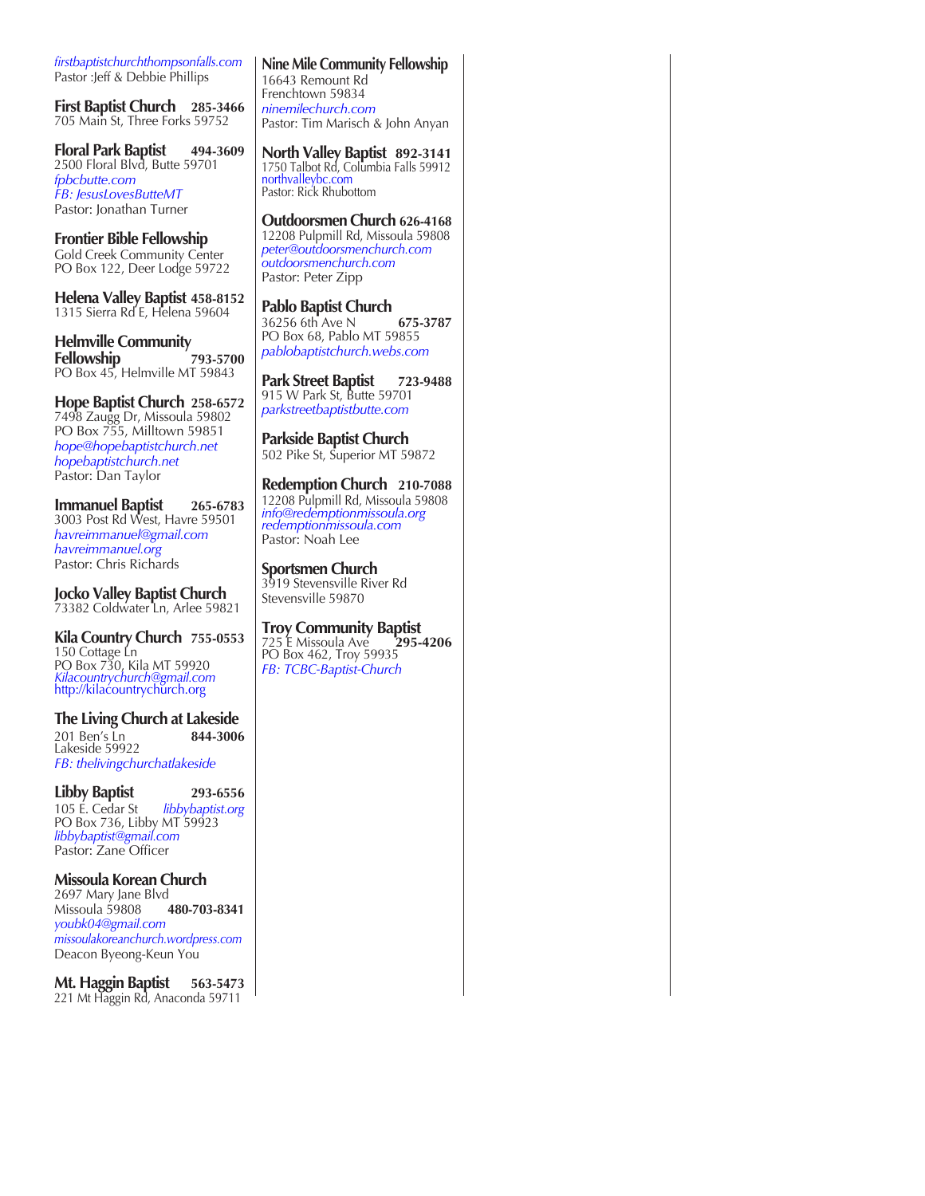*firstbaptistchurchthompsonfalls.com*
Pastor :Jeff & Debbie Phillips

**First Baptist Church** **285-3466**
705 Main St, Three Forks 59752

**Floral Park Baptist** **494-3609**
2500 Floral Blvd, Butte 59701
*fpbcbutte.com*
*FB: JesusLovesButteMT*
Pastor: Jonathan Turner

**Frontier Bible Fellowship**
Gold Creek Community Center
PO Box 122, Deer Lodge 59722

**Helena Valley Baptist** **458-8152**
1315 Sierra Rd E, Helena 59604

**Helmville Community Fellowship** **793-5700**
PO Box 45, Helmville MT 59843

**Hope Baptist Church** **258-6572**
7498 Zaugg Dr, Missoula 59802
PO Box 755, Milltown 59851
*hope@hopebaptistchurch.net*
*hopebaptistchurch.net*
Pastor: Dan Taylor

**Immanuel Baptist** **265-6783**
3003 Post Rd West, Havre 59501
*havreimmanuel@gmail.com*
*havreimmanuel.org*
Pastor: Chris Richards

**Jocko Valley Baptist Church**
73382 Coldwater Ln, Arlee 59821

**Kila Country Church** **755-0553**
150 Cottage Ln
PO Box 730, Kila MT 59920
*Kilacountrychurch@gmail.com*
http://kilacountrychurch.org

**The Living Church at Lakeside**
201 Ben's Ln **844-3006**
Lakeside 59922
*FB: thelivingchurchatlakeside*

**Libby Baptist** **293-6556**
105 E. Cedar St *libbybaptist.org*
PO Box 736, Libby MT 59923
*libbybaptist@gmail.com*
Pastor: Zane Officer

**Missoula Korean Church**
2697 Mary Jane Blvd
Missoula 59808 **480-703-8341**
*youbk04@gmail.com*
*missoulakoreanchurch.wordpress.com*
Deacon Byeong-Keun You

**Mt. Haggin Baptist** **563-5473**
221 Mt Haggin Rd, Anaconda 59711

**Nine Mile Community Fellowship**
16643 Remount Rd
Frenchtown 59834
*ninemilechurch.com*
Pastor: Tim Marisch & John Anyan

**North Valley Baptist** **892-3141**
1750 Talbot Rd, Columbia Falls 59912
northvalleybc.com
Pastor: Rick Rhubottom

**Outdoorsmen Church** **626-4168**
12208 Pulpmill Rd, Missoula 59808
*peter@outdoorsmenchurch.com*
*outdoorsmenchurch.com*
Pastor: Peter Zipp

**Pablo Baptist Church**
36256 6th Ave N **675-3787**
PO Box 68, Pablo MT 59855
*pablobaptistchurch.webs.com*

**Park Street Baptist** **723-9488**
915 W Park St, Butte 59701
*parkstreetbaptistbutte.com*

**Parkside Baptist Church**
502 Pike St, Superior MT 59872

**Redemption Church** **210-7088**
12208 Pulpmill Rd, Missoula 59808
*info@redemptionmissoula.org*
*redemptionmissoula.com*
Pastor: Noah Lee

**Sportsmen Church**
3919 Stevensville River Rd
Stevensville 59870

**Troy Community Baptist**
725 E Missoula Ave **295-4206**
PO Box 462, Troy 59935
*FB: TCBC-Baptist-Church*